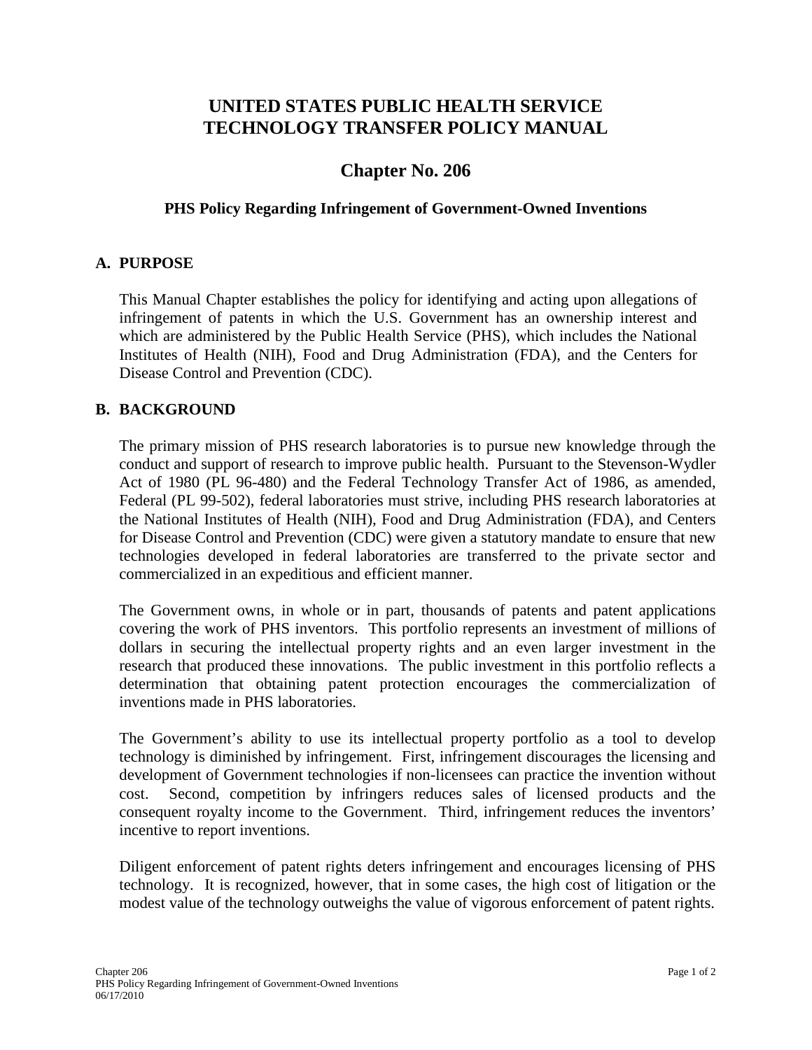# UNITED STATES PUBLIC HEALTH SERVICE TECHNOLOGY TRANSFER POLICY MANUAL

## Chapter No. 206

### PHS Policy Regarding Infringement of Government-Owned Inventions

## A. PURPOSE

This Manual Chapter establishes the policy for identifying and acting upon allegations of infringement of patents in which the U.S. Government has an ownership interest and which are administered by the Public Health Service (PHS), which includes the National Institutes of Health (NIH), Food and Drug Administration (FDA), and the Centers for Disease Control and Prevention (CDC).

## B. BACKGROUND

The primary mission of PHS research laboratories is to pursue new knowledge through the conduct and support of research to improve public health. Pursuant to the Stevenson-Wydler Act of 1980 (PL 96-480) and the Federal Technology Transfer Act of 1986, as amended, Federal (PL 99-502), federal laboratories must strive, including PHS research laboratories at the National Institutes of Health (NIH), Food and Drug Administration (FDA), and Centers for Disease Control and Prevention (CDC) were given a statutory mandate to ensure that new technologies developed in federal laboratories are transferred to the private sector and commercialized in an expeditious and efficient manner.

The Government owns, in whole or in part, thousands of patents and patent applications covering the work of PHS inventors. This portfolio represents an investment of millions of dollars in securing the intellectual property rights and an even larger investment in the research that produced these innovations. The public investment in this portfolio reflects a determination that obtaining patent protection encourages the commercialization of inventions made in PHS laboratories.

The Government's ability to use its intellectual property portfolio as a tool to develop technology is diminished by infringement. First, infringement discourages the licensing and development of Government technologies if non-licensees can practice the invention without cost. Second, competition by infringers reduces sales of licensed products and the consequent royalty income to the Government. Third, infringement reduces the inventors' incentive to report inventions.

Diligent enforcement of patent rights deters infringement and encourages licensing of PHS technology. It is recognized, however, that in some cases, the high cost of litigation or the modest value of the technology outweighs the value of vigorous enforcement of patent rights.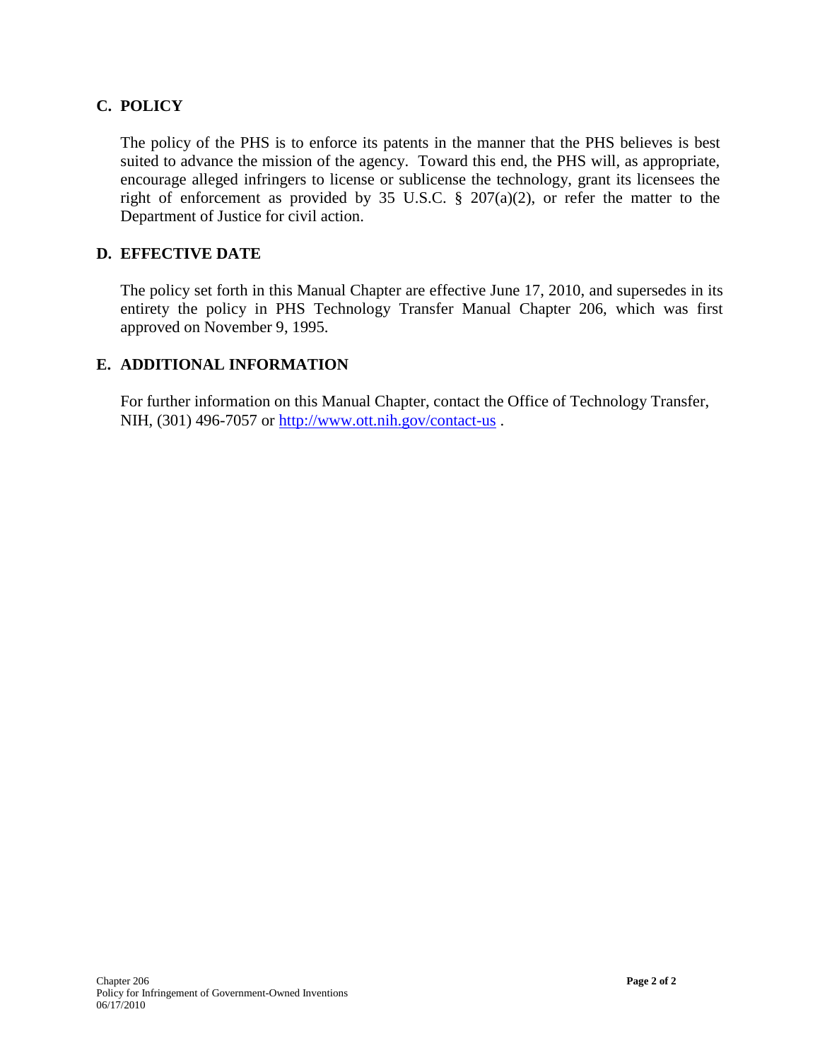## C. POLICY

The policy of the PHS is to enforce its patents in the manner that the PHS believes is best suited to advance the mission of the agency. Toward this end, the PHS will, as appropriate, encourage alleged infringers to license or sublicense the technology, grant its licensees the right of enforcement as provided by 35 U.S.C. § 207(a)(2), or refer the matter to the Department of Justice for civil action.

## D. EFFECTIVE DATE

The policy set forth in this Manual Chapter are effective June 17, 2010, and supersedes in its entirety the policy in PHS Technology Transfer Manual Chapter 206, which was first approved on November 9, 1995.

## E. ADDITIONAL INFORMATION

For further information on this Manual Chapter, contact the Office of Technology Transfer, NIH, (301) 496-7057 or http://www.ott.nih.gov/contact-us .